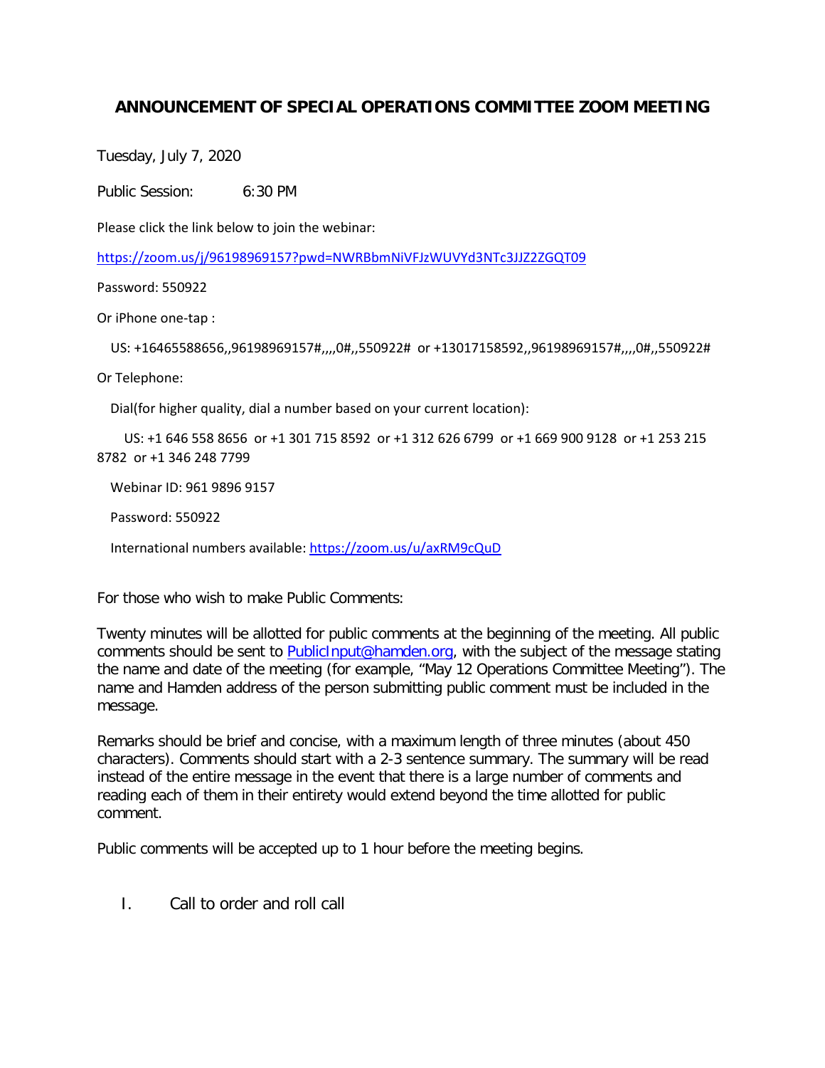# ANNOUNCEMENT OF SPECIAL OPERATIONS COMMITTEE ZOOM MEETING

Tuesday, July 7, 2020

Public Session: 6:30 PM

Please click the link below to join the webinar:

https://zoom.us/j/96198969157?pwd=NWRBbmNiVFJzWUVYd3NTc3JJZ2ZGQT09

Password: 550922

Or iPhone one-tap :

US: +16465588656,,96198969157#,,,,0#,,550922# or +13017158592,,96198969157#,,,,0#,,550922#

Or Telephone:

Dial(for higher quality, dial a number based on your current location):

US: +1 646 558 8656 or +1 301 715 8592 or +1 312 626 6799 or +1 669 900 9128 or +1 253 215 8782 or +1 346 248 7799

Webinar ID: 961 9896 9157

Password: 550922

International numbers available: https://zoom.us/u/axRM9cQuD

For those who wish to make Public Comments:

Twenty minutes will be allotted for public comments at the beginning of the meeting. All public comments should be sent to PublicInput@hamden.org, with the subject of the message stating the name and date of the meeting (for example, "May 12 Operations Committee Meeting"). The name and Hamden address of the person submitting public comment must be included in the message.

Remarks should be brief and concise, with a maximum length of three minutes (about 450 characters). Comments should start with a 2-3 sentence summary. The summary will be read instead of the entire message in the event that there is a large number of comments and reading each of them in their entirety would extend beyond the time allotted for public comment.

Public comments will be accepted up to 1 hour before the meeting begins.

I. Call to order and roll call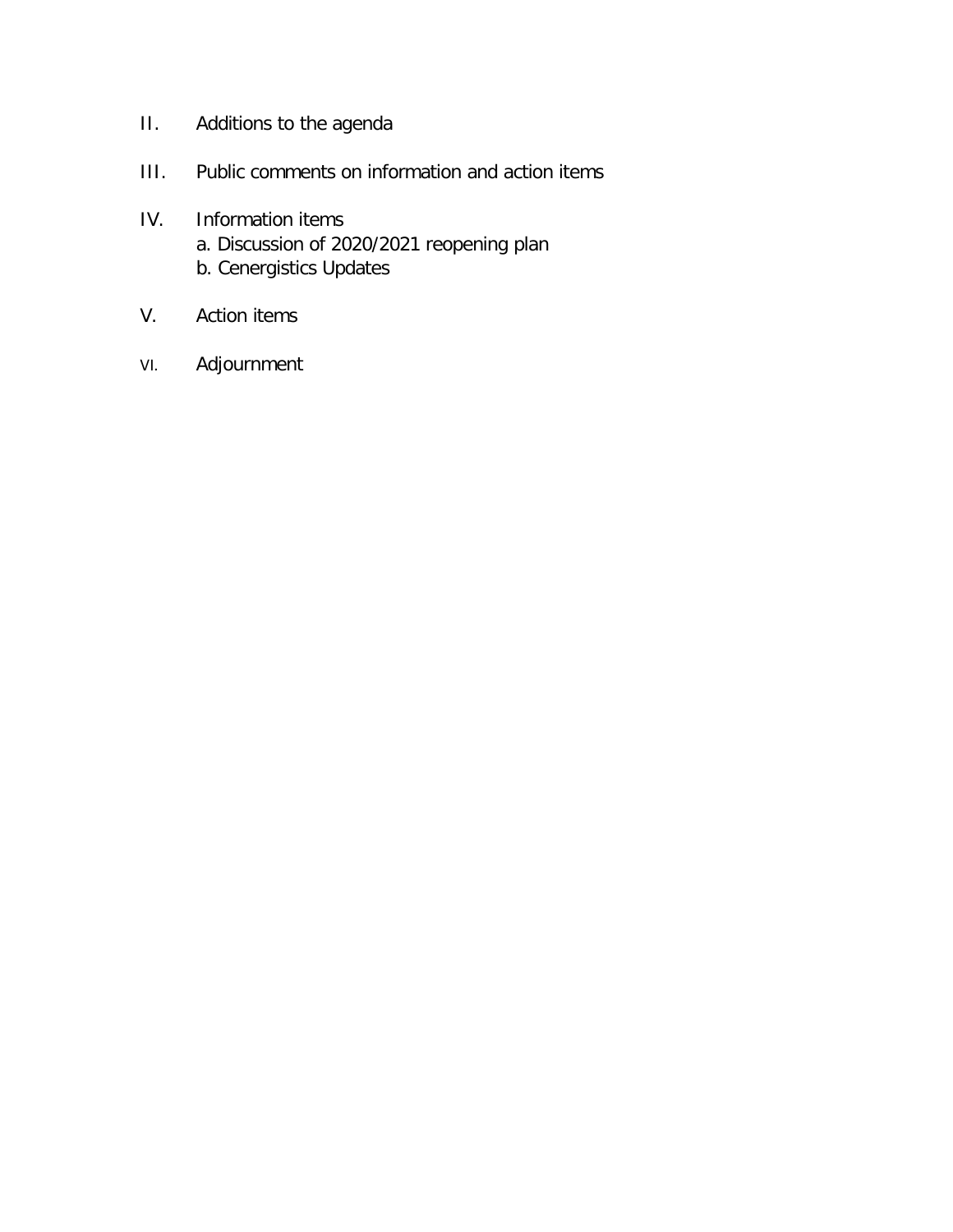II. Additions to the agenda

III. Public comments on information and action items

IV. Information items
    a. Discussion of 2020/2021 reopening plan
    b. Cenergistics Updates

V. Action items

VI. Adjournment